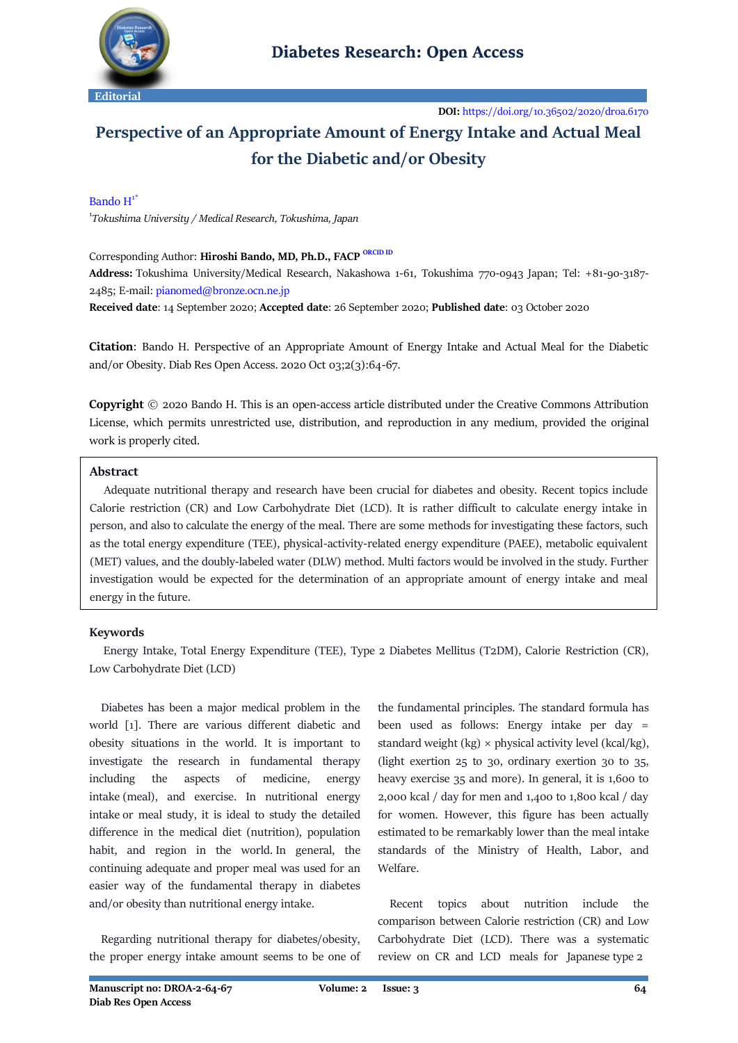Editorial

**DOI:** https://doi.org/10.36502/2020/droa.6170

# Perspective of an Appropriate Amount of Energy Intake and Actual Meal for the Diabetic and/or Obesity

Bando H[1*]

[1]*Tokushima University / Medical Research, Tokushima, Japan*

Corresponding Author: **Hiroshi Bando, MD, Ph.D., FACP** ORCID ID

**Address:** Tokushima University/Medical Research, Nakashowa 1-61, Tokushima 770-0943 Japan; Tel: +81-90-3187-2485; E-mail: pianomed@bronze.ocn.ne.jp

**Received date**: 14 September 2020; **Accepted date**: 26 September 2020; **Published date**: 03 October 2020

**Citation**: Bando H. Perspective of an Appropriate Amount of Energy Intake and Actual Meal for the Diabetic and/or Obesity. Diab Res Open Access. 2020 Oct 03;2(3):64-67.

**Copyright** © 2020 Bando H. This is an open-access article distributed under the Creative Commons Attribution License, which permits unrestricted use, distribution, and reproduction in any medium, provided the original work is properly cited.

## Abstract

Adequate nutritional therapy and research have been crucial for diabetes and obesity. Recent topics include Calorie restriction (CR) and Low Carbohydrate Diet (LCD). It is rather difficult to calculate energy intake in person, and also to calculate the energy of the meal. There are some methods for investigating these factors, such as the total energy expenditure (TEE), physical-activity-related energy expenditure (PAEE), metabolic equivalent (MET) values, and the doubly-labeled water (DLW) method. Multi factors would be involved in the study. Further investigation would be expected for the determination of an appropriate amount of energy intake and meal energy in the future.

## Keywords

Energy Intake, Total Energy Expenditure (TEE), Type 2 Diabetes Mellitus (T2DM), Calorie Restriction (CR), Low Carbohydrate Diet (LCD)

Diabetes has been a major medical problem in the world [1]. There are various different diabetic and obesity situations in the world. It is important to investigate the research in fundamental therapy including the aspects of medicine, energy intake (meal), and exercise. In nutritional energy intake or meal study, it is ideal to study the detailed difference in the medical diet (nutrition), population habit, and region in the world. In general, the continuing adequate and proper meal was used for an easier way of the fundamental therapy in diabetes and/or obesity than nutritional energy intake.

Regarding nutritional therapy for diabetes/obesity, the proper energy intake amount seems to be one of the fundamental principles. The standard formula has been used as follows: Energy intake per day = standard weight (kg) × physical activity level (kcal/kg), (light exertion 25 to 30, ordinary exertion 30 to 35, heavy exercise 35 and more). In general, it is 1,600 to 2,000 kcal / day for men and 1,400 to 1,800 kcal / day for women. However, this figure has been actually estimated to be remarkably lower than the meal intake standards of the Ministry of Health, Labor, and Welfare.

Recent topics about nutrition include the comparison between Calorie restriction (CR) and Low Carbohydrate Diet (LCD). There was a systematic review on CR and LCD meals for Japanese type 2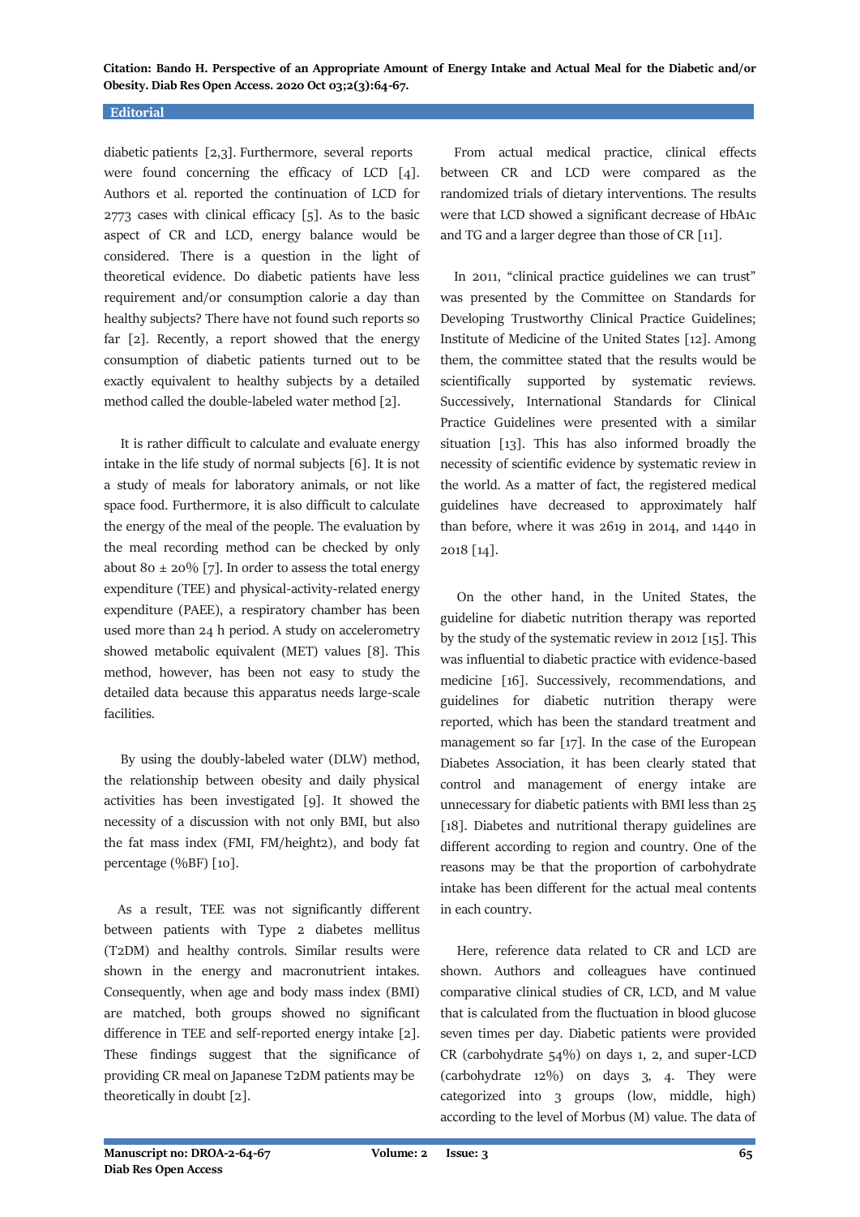diabetic patients [2,3]. Furthermore, several reports were found concerning the efficacy of LCD [4]. Authors et al. reported the continuation of LCD for 2773 cases with clinical efficacy [5]. As to the basic aspect of CR and LCD, energy balance would be considered. There is a question in the light of theoretical evidence. Do diabetic patients have less requirement and/or consumption calorie a day than healthy subjects? There have not found such reports so far [2]. Recently, a report showed that the energy consumption of diabetic patients turned out to be exactly equivalent to healthy subjects by a detailed method called the double-labeled water method [2].

It is rather difficult to calculate and evaluate energy intake in the life study of normal subjects [6]. It is not a study of meals for laboratory animals, or not like space food. Furthermore, it is also difficult to calculate the energy of the meal of the people. The evaluation by the meal recording method can be checked by only about 80 ± 20% [7]. In order to assess the total energy expenditure (TEE) and physical-activity-related energy expenditure (PAEE), a respiratory chamber has been used more than 24 h period. A study on accelerometry showed metabolic equivalent (MET) values [8]. This method, however, has been not easy to study the detailed data because this apparatus needs large-scale facilities.

By using the doubly-labeled water (DLW) method, the relationship between obesity and daily physical activities has been investigated [9]. It showed the necessity of a discussion with not only BMI, but also the fat mass index (FMI, FM/height2), and body fat percentage (%BF) [10].

As a result, TEE was not significantly different between patients with Type 2 diabetes mellitus (T2DM) and healthy controls. Similar results were shown in the energy and macronutrient intakes. Consequently, when age and body mass index (BMI) are matched, both groups showed no significant difference in TEE and self-reported energy intake [2]. These findings suggest that the significance of providing CR meal on Japanese T2DM patients may be theoretically in doubt [2].

From actual medical practice, clinical effects between CR and LCD were compared as the randomized trials of dietary interventions. The results were that LCD showed a significant decrease of HbA1c and TG and a larger degree than those of CR [11].

In 2011, "clinical practice guidelines we can trust" was presented by the Committee on Standards for Developing Trustworthy Clinical Practice Guidelines; Institute of Medicine of the United States [12]. Among them, the committee stated that the results would be scientifically supported by systematic reviews. Successively, International Standards for Clinical Practice Guidelines were presented with a similar situation [13]. This has also informed broadly the necessity of scientific evidence by systematic review in the world. As a matter of fact, the registered medical guidelines have decreased to approximately half than before, where it was 2619 in 2014, and 1440 in 2018 [14].

On the other hand, in the United States, the guideline for diabetic nutrition therapy was reported by the study of the systematic review in 2012 [15]. This was influential to diabetic practice with evidence-based medicine [16]. Successively, recommendations, and guidelines for diabetic nutrition therapy were reported, which has been the standard treatment and management so far [17]. In the case of the European Diabetes Association, it has been clearly stated that control and management of energy intake are unnecessary for diabetic patients with BMI less than 25 [18]. Diabetes and nutritional therapy guidelines are different according to region and country. One of the reasons may be that the proportion of carbohydrate intake has been different for the actual meal contents in each country.

Here, reference data related to CR and LCD are shown. Authors and colleagues have continued comparative clinical studies of CR, LCD, and M value that is calculated from the fluctuation in blood glucose seven times per day. Diabetic patients were provided CR (carbohydrate 54%) on days 1, 2, and super-LCD (carbohydrate 12%) on days 3, 4. They were categorized into 3 groups (low, middle, high) according to the level of Morbus (M) value. The data of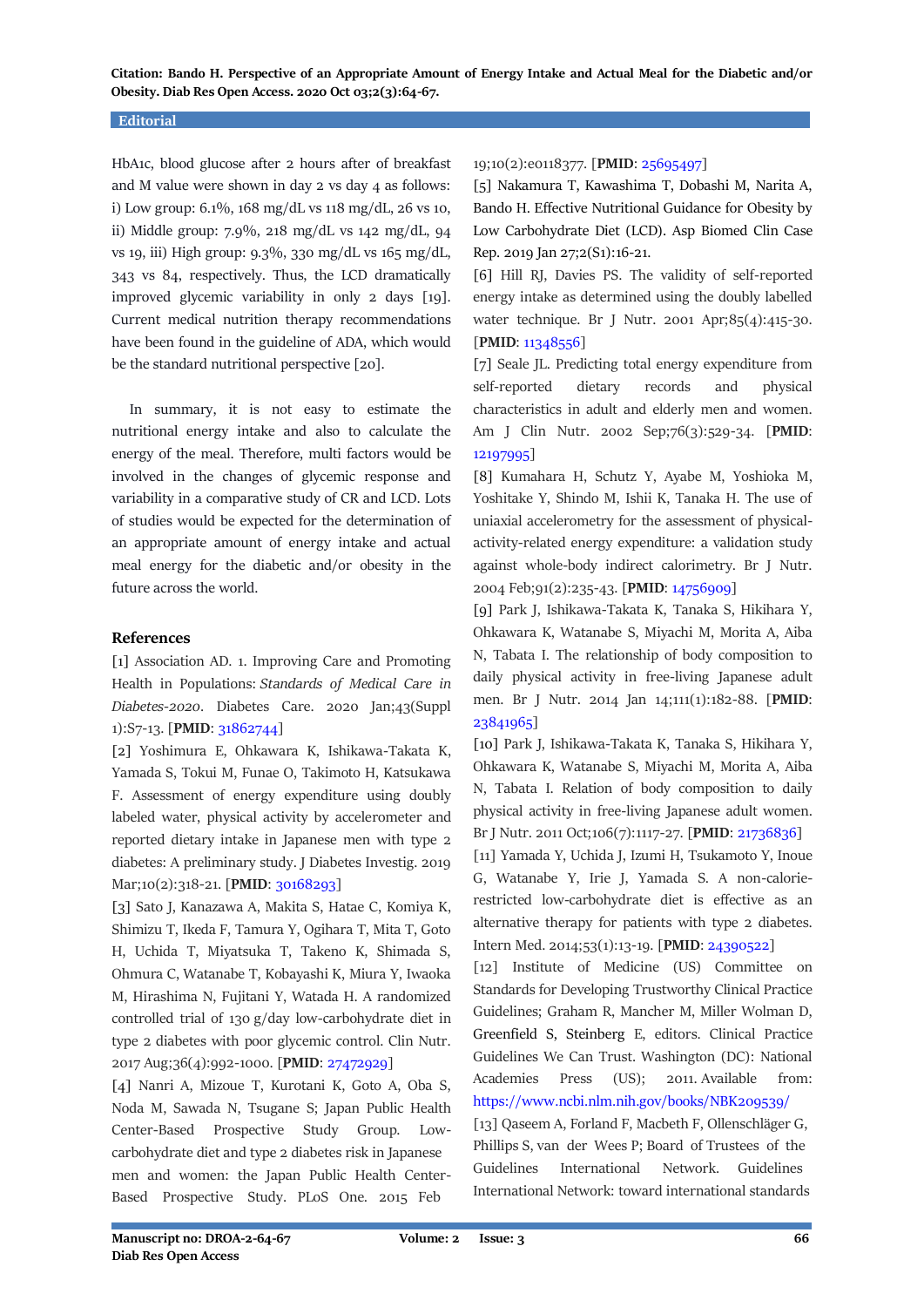HbA1c, blood glucose after 2 hours after of breakfast and M value were shown in day 2 vs day 4 as follows: i) Low group: 6.1%, 168 mg/dL vs 118 mg/dL, 26 vs 10, ii) Middle group: 7.9%, 218 mg/dL vs 142 mg/dL, 94 vs 19, iii) High group: 9.3%, 330 mg/dL vs 165 mg/dL, 343 vs 84, respectively. Thus, the LCD dramatically improved glycemic variability in only 2 days [19]. Current medical nutrition therapy recommendations have been found in the guideline of ADA, which would be the standard nutritional perspective [20].

In summary, it is not easy to estimate the nutritional energy intake and also to calculate the energy of the meal. Therefore, multi factors would be involved in the changes of glycemic response and variability in a comparative study of CR and LCD. Lots of studies would be expected for the determination of an appropriate amount of energy intake and actual meal energy for the diabetic and/or obesity in the future across the world.

## References

[1] Association AD. 1. Improving Care and Promoting Health in Populations: *Standards of Medical Care in Diabetes-2020*. Diabetes Care. 2020 Jan;43(Suppl 1):S7-13. [**PMID**: 31862744]

[2] Yoshimura E, Ohkawara K, Ishikawa-Takata K, Yamada S, Tokui M, Funae O, Takimoto H, Katsukawa F. Assessment of energy expenditure using doubly labeled water, physical activity by accelerometer and reported dietary intake in Japanese men with type 2 diabetes: A preliminary study. J Diabetes Investig. 2019 Mar;10(2):318-21. [**PMID**: 30168293]

[3] Sato J, Kanazawa A, Makita S, Hatae C, Komiya K, Shimizu T, Ikeda F, Tamura Y, Ogihara T, Mita T, Goto H, Uchida T, Miyatsuka T, Takeno K, Shimada S, Ohmura C, Watanabe T, Kobayashi K, Miura Y, Iwaoka M, Hirashima N, Fujitani Y, Watada H. A randomized controlled trial of 130 g/day low-carbohydrate diet in type 2 diabetes with poor glycemic control. Clin Nutr. 2017 Aug;36(4):992-1000. [**PMID**: 27472929]

[4] Nanri A, Mizoue T, Kurotani K, Goto A, Oba S, Noda M, Sawada N, Tsugane S; Japan Public Health Center-Based Prospective Study Group. Low-carbohydrate diet and type 2 diabetes risk in Japanese men and women: the Japan Public Health Center-Based Prospective Study. PLoS One. 2015 Feb 19;10(2):e0118377. [**PMID**: 25695497]

[5] Nakamura T, Kawashima T, Dobashi M, Narita A, Bando H. Effective Nutritional Guidance for Obesity by Low Carbohydrate Diet (LCD). Asp Biomed Clin Case Rep. 2019 Jan 27;2(S1):16-21.

[6] Hill RJ, Davies PS. The validity of self-reported energy intake as determined using the doubly labelled water technique. Br J Nutr. 2001 Apr;85(4):415-30. [**PMID**: 11348556]

[7] Seale JL. Predicting total energy expenditure from self-reported dietary records and physical characteristics in adult and elderly men and women. Am J Clin Nutr. 2002 Sep;76(3):529-34. [**PMID**: 12197995]

[8] Kumahara H, Schutz Y, Ayabe M, Yoshioka M, Yoshitake Y, Shindo M, Ishii K, Tanaka H. The use of uniaxial accelerometry for the assessment of physical-activity-related energy expenditure: a validation study against whole-body indirect calorimetry. Br J Nutr. 2004 Feb;91(2):235-43. [**PMID**: 14756909]

[9] Park J, Ishikawa-Takata K, Tanaka S, Hikihara Y, Ohkawara K, Watanabe S, Miyachi M, Morita A, Aiba N, Tabata I. The relationship of body composition to daily physical activity in free-living Japanese adult men. Br J Nutr. 2014 Jan 14;111(1):182-88. [**PMID**: 23841965]

[10] Park J, Ishikawa-Takata K, Tanaka S, Hikihara Y, Ohkawara K, Watanabe S, Miyachi M, Morita A, Aiba N, Tabata I. Relation of body composition to daily physical activity in free-living Japanese adult women. Br J Nutr. 2011 Oct;106(7):1117-27. [**PMID**: 21736836]

[11] Yamada Y, Uchida J, Izumi H, Tsukamoto Y, Inoue G, Watanabe Y, Irie J, Yamada S. A non-calorie-restricted low-carbohydrate diet is effective as an alternative therapy for patients with type 2 diabetes. Intern Med. 2014;53(1):13-19. [**PMID**: 24390522]

[12] Institute of Medicine (US) Committee on Standards for Developing Trustworthy Clinical Practice Guidelines; Graham R, Mancher M, Miller Wolman D, Greenfield S, Steinberg E, editors. Clinical Practice Guidelines We Can Trust. Washington (DC): National Academies Press (US); 2011. Available from: https://www.ncbi.nlm.nih.gov/books/NBK209539/

[13] Qaseem A, Forland F, Macbeth F, Ollenschläger G, Phillips S, van der Wees P; Board of Trustees of the Guidelines International Network. Guidelines International Network: toward international standards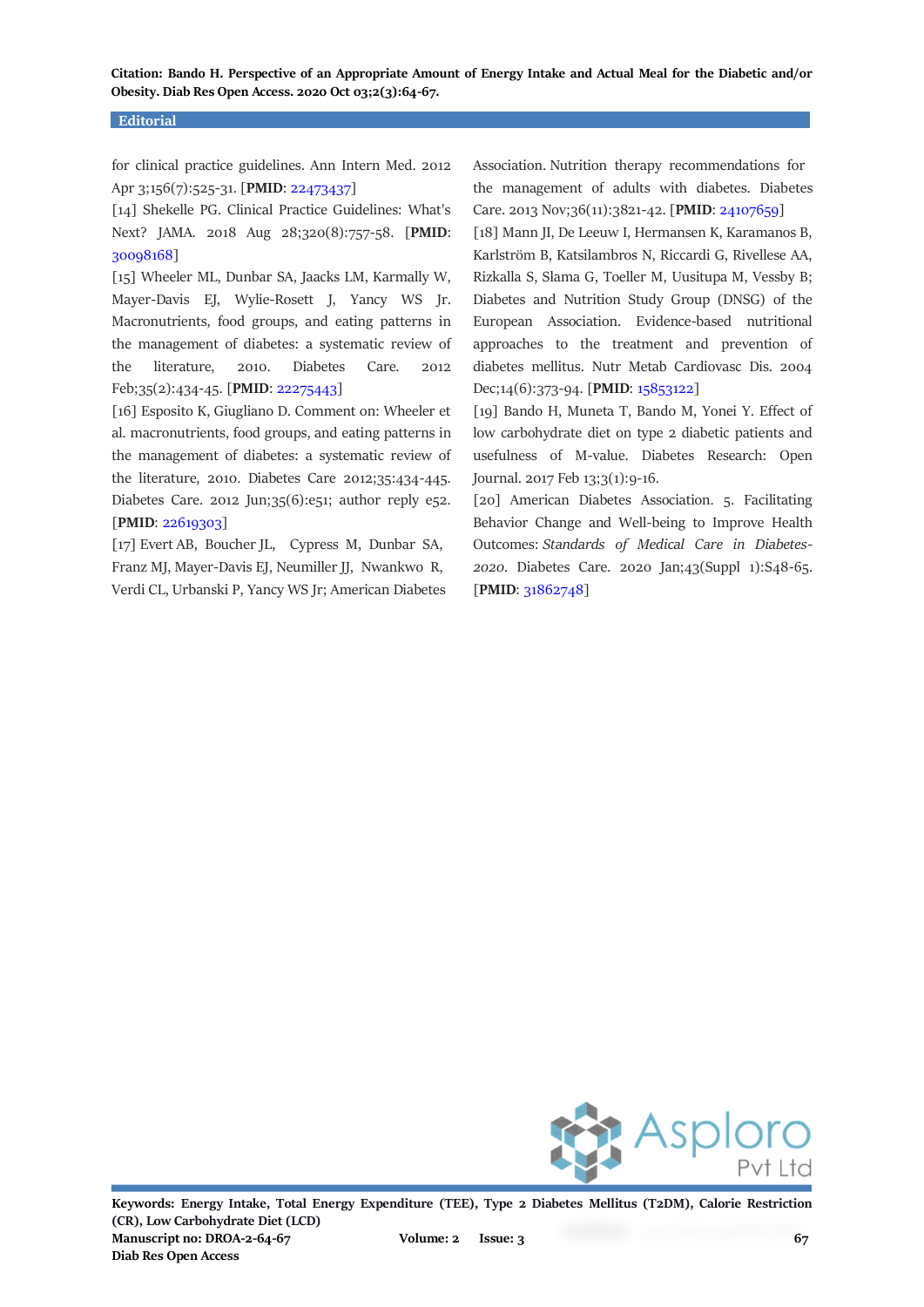for clinical practice guidelines. Ann Intern Med. 2012 Apr 3;156(7):525-31. [**PMID**: 22473437]

[14] Shekelle PG. Clinical Practice Guidelines: What's Next? JAMA. 2018 Aug 28;320(8):757-58. [**PMID**: 30098168]

[15] Wheeler ML, Dunbar SA, Jaacks LM, Karmally W, Mayer-Davis EJ, Wylie-Rosett J, Yancy WS Jr. Macronutrients, food groups, and eating patterns in the management of diabetes: a systematic review of the literature, 2010. Diabetes Care. 2012 Feb;35(2):434-45. [**PMID**: 22275443]

[16] Esposito K, Giugliano D. Comment on: Wheeler et al. macronutrients, food groups, and eating patterns in the management of diabetes: a systematic review of the literature, 2010. Diabetes Care 2012;35:434-445. Diabetes Care. 2012 Jun;35(6):e51; author reply e52. [**PMID**: 22619303]

[17] Evert AB, Boucher JL, Cypress M, Dunbar SA, Franz MJ, Mayer-Davis EJ, Neumiller JJ, Nwankwo R, Verdi CL, Urbanski P, Yancy WS Jr; American Diabetes Association. Nutrition therapy recommendations for the management of adults with diabetes. Diabetes Care. 2013 Nov;36(11):3821-42. [**PMID**: 24107659]

[18] Mann JI, De Leeuw I, Hermansen K, Karamanos B, Karlström B, Katsilambros N, Riccardi G, Rivellese AA, Rizkalla S, Slama G, Toeller M, Uusitupa M, Vessby B; Diabetes and Nutrition Study Group (DNSG) of the European Association. Evidence-based nutritional approaches to the treatment and prevention of diabetes mellitus. Nutr Metab Cardiovasc Dis. 2004 Dec;14(6):373-94. [**PMID**: 15853122]

[19] Bando H, Muneta T, Bando M, Yonei Y. Effect of low carbohydrate diet on type 2 diabetic patients and usefulness of M-value. Diabetes Research: Open Journal. 2017 Feb 13;3(1):9-16.

[20] American Diabetes Association. 5. Facilitating Behavior Change and Well-being to Improve Health Outcomes: *Standards of Medical Care in Diabetes-2020*. Diabetes Care. 2020 Jan;43(Suppl 1):S48-65. [**PMID**: 31862748]

**Keywords: Energy Intake, Total Energy Expenditure (TEE), Type 2 Diabetes Mellitus (T2DM), Calorie Restriction (CR), Low Carbohydrate Diet (LCD)**